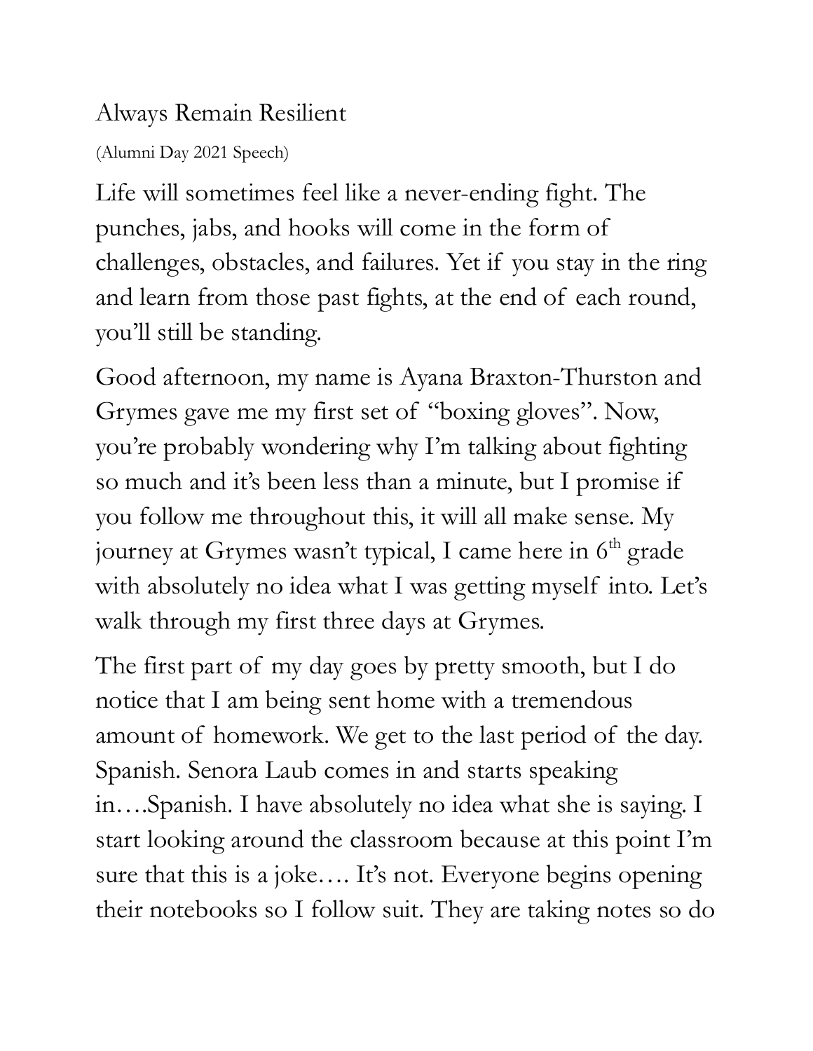# Always Remain Resilient

(Alumni Day 2021 Speech)

Life will sometimes feel like a never-ending fight. The punches, jabs, and hooks will come in the form of challenges, obstacles, and failures. Yet if you stay in the ring and learn from those past fights, at the end of each round, you'll still be standing.

Good afternoon, my name is Ayana Braxton-Thurston and Grymes gave me my first set of "boxing gloves". Now, you're probably wondering why I'm talking about fighting so much and it's been less than a minute, but I promise if you follow me throughout this, it will all make sense. My journey at Grymes wasn't typical, I came here in 6th grade with absolutely no idea what I was getting myself into. Let's walk through my first three days at Grymes.

The first part of my day goes by pretty smooth, but I do notice that I am being sent home with a tremendous amount of homework. We get to the last period of the day. Spanish. Senora Laub comes in and starts speaking in….Spanish. I have absolutely no idea what she is saying. I start looking around the classroom because at this point I'm sure that this is a joke…. It's not. Everyone begins opening their notebooks so I follow suit. They are taking notes so do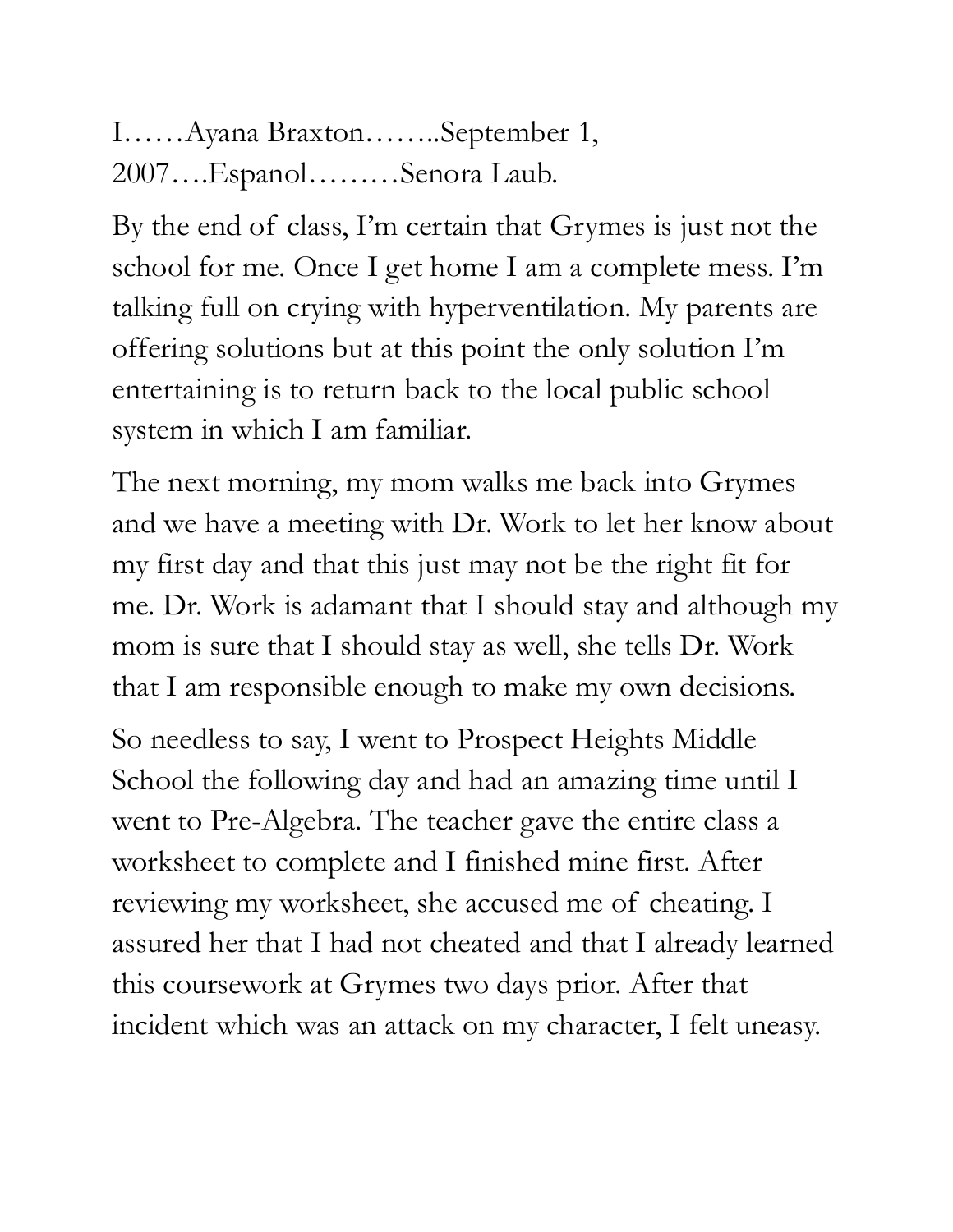I……Ayana Braxton……..September 1, 2007….Espanol………Senora Laub.

By the end of class, I'm certain that Grymes is just not the school for me. Once I get home I am a complete mess. I'm talking full on crying with hyperventilation. My parents are offering solutions but at this point the only solution I'm entertaining is to return back to the local public school system in which I am familiar.

The next morning, my mom walks me back into Grymes and we have a meeting with Dr. Work to let her know about my first day and that this just may not be the right fit for me. Dr. Work is adamant that I should stay and although my mom is sure that I should stay as well, she tells Dr. Work that I am responsible enough to make my own decisions.

So needless to say, I went to Prospect Heights Middle School the following day and had an amazing time until I went to Pre-Algebra. The teacher gave the entire class a worksheet to complete and I finished mine first. After reviewing my worksheet, she accused me of cheating. I assured her that I had not cheated and that I already learned this coursework at Grymes two days prior. After that incident which was an attack on my character, I felt uneasy.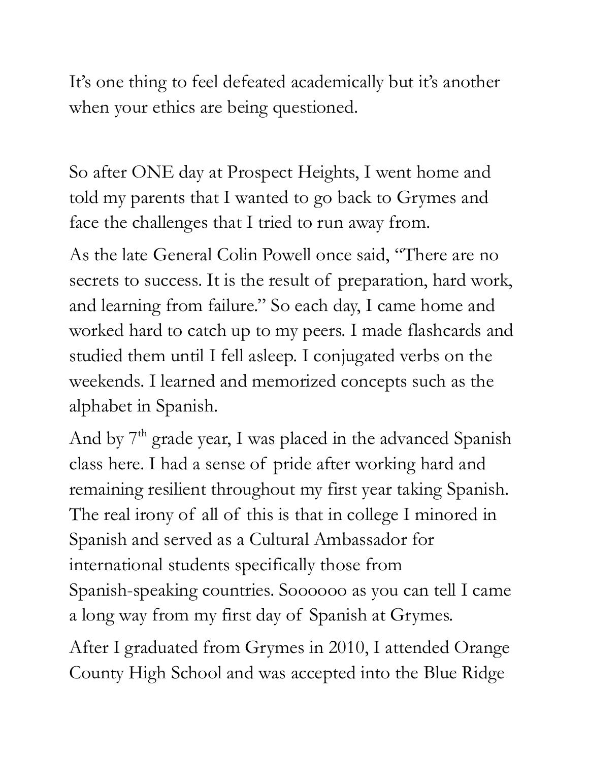It’s one thing to feel defeated academically but it’s another when your ethics are being questioned.

So after ONE day at Prospect Heights, I went home and told my parents that I wanted to go back to Grymes and face the challenges that I tried to run away from.

As the late General Colin Powell once said, “There are no secrets to success. It is the result of preparation, hard work, and learning from failure.” So each day, I came home and worked hard to catch up to my peers. I made flashcards and studied them until I fell asleep. I conjugated verbs on the weekends. I learned and memorized concepts such as the alphabet in Spanish.

And by 7th grade year, I was placed in the advanced Spanish class here. I had a sense of pride after working hard and remaining resilient throughout my first year taking Spanish. The real irony of all of this is that in college I minored in Spanish and served as a Cultural Ambassador for international students specifically those from Spanish-speaking countries. Soooooo as you can tell I came a long way from my first day of Spanish at Grymes.

After I graduated from Grymes in 2010, I attended Orange County High School and was accepted into the Blue Ridge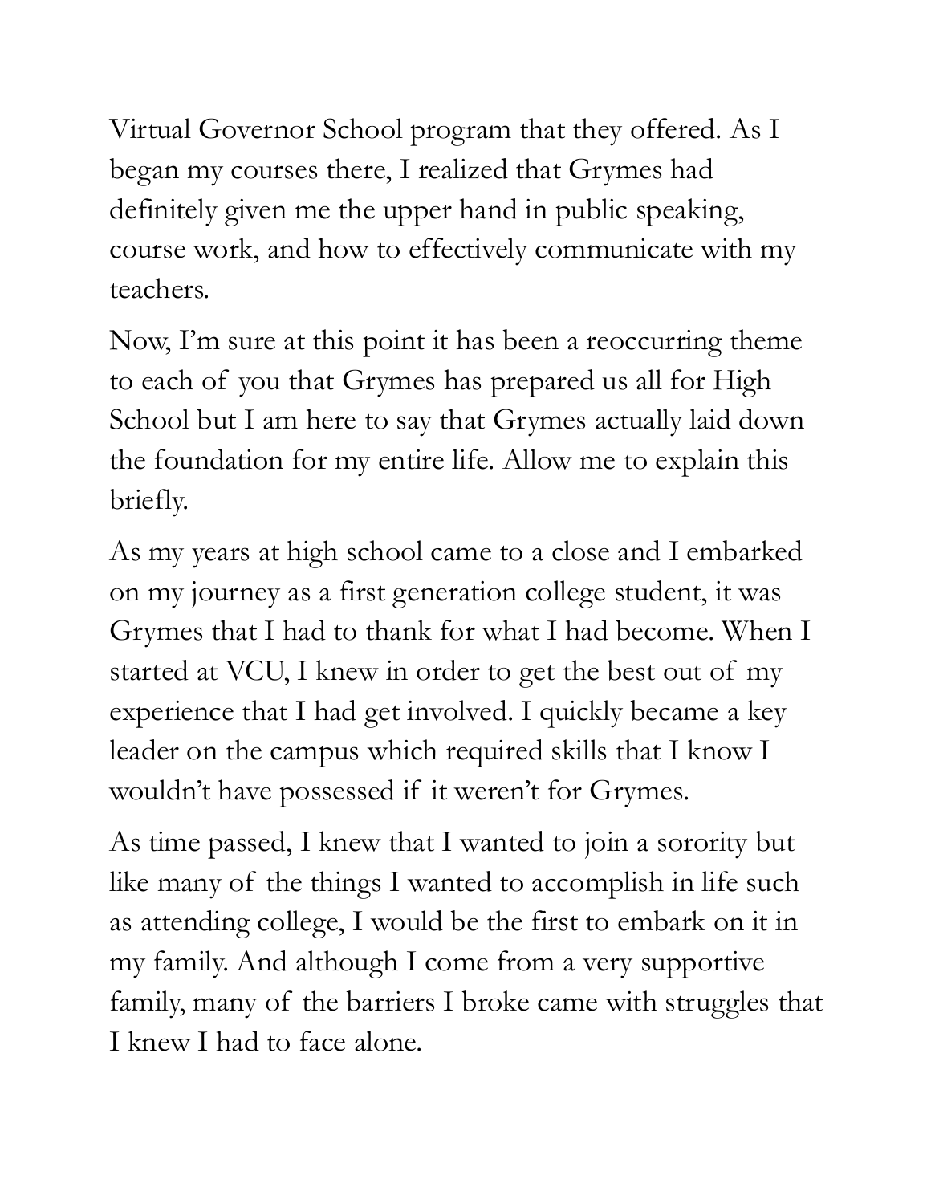Virtual Governor School program that they offered. As I began my courses there, I realized that Grymes had definitely given me the upper hand in public speaking, course work, and how to effectively communicate with my teachers.

Now, I'm sure at this point it has been a reoccurring theme to each of you that Grymes has prepared us all for High School but I am here to say that Grymes actually laid down the foundation for my entire life. Allow me to explain this briefly.

As my years at high school came to a close and I embarked on my journey as a first generation college student, it was Grymes that I had to thank for what I had become. When I started at VCU, I knew in order to get the best out of my experience that I had get involved. I quickly became a key leader on the campus which required skills that I know I wouldn't have possessed if it weren't for Grymes.

As time passed, I knew that I wanted to join a sorority but like many of the things I wanted to accomplish in life such as attending college, I would be the first to embark on it in my family. And although I come from a very supportive family, many of the barriers I broke came with struggles that I knew I had to face alone.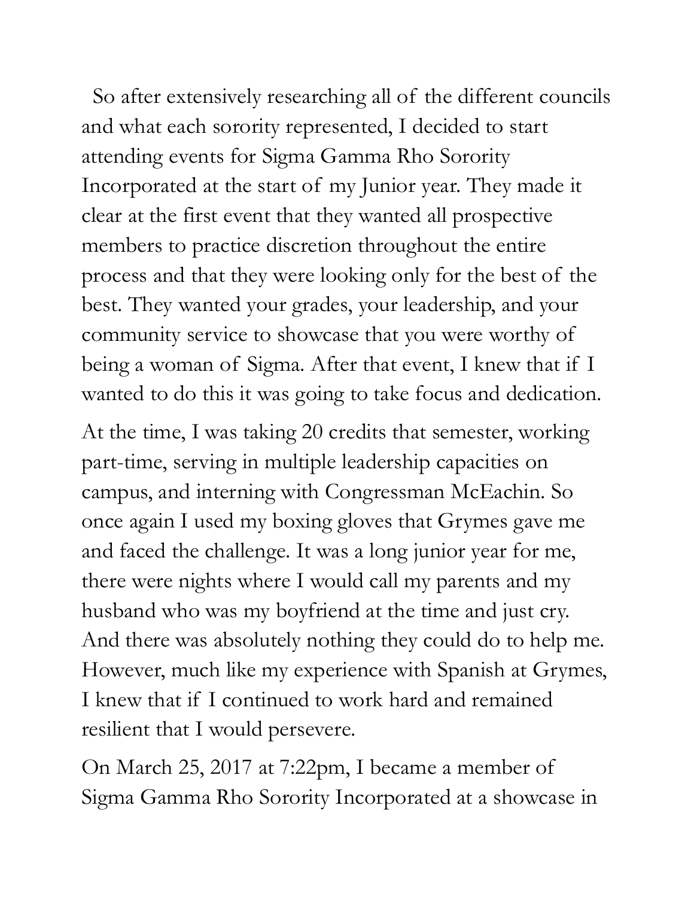So after extensively researching all of the different councils and what each sorority represented, I decided to start attending events for Sigma Gamma Rho Sorority Incorporated at the start of my Junior year. They made it clear at the first event that they wanted all prospective members to practice discretion throughout the entire process and that they were looking only for the best of the best. They wanted your grades, your leadership, and your community service to showcase that you were worthy of being a woman of Sigma. After that event, I knew that if I wanted to do this it was going to take focus and dedication.

At the time, I was taking 20 credits that semester, working part-time, serving in multiple leadership capacities on campus, and interning with Congressman McEachin. So once again I used my boxing gloves that Grymes gave me and faced the challenge. It was a long junior year for me, there were nights where I would call my parents and my husband who was my boyfriend at the time and just cry. And there was absolutely nothing they could do to help me. However, much like my experience with Spanish at Grymes, I knew that if I continued to work hard and remained resilient that I would persevere.

On March 25, 2017 at 7:22pm, I became a member of Sigma Gamma Rho Sorority Incorporated at a showcase in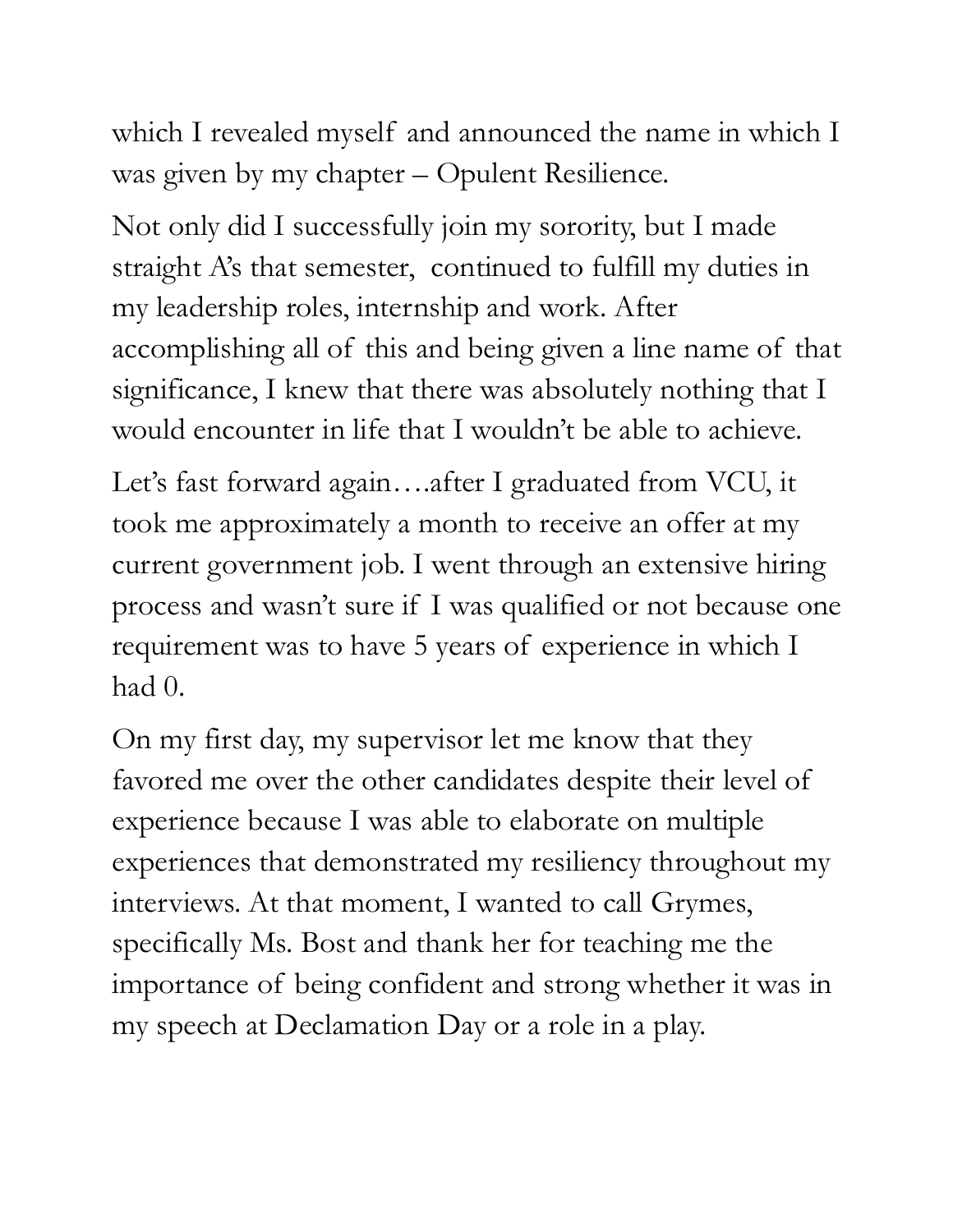which I revealed myself and announced the name in which I was given by my chapter – Opulent Resilience.

Not only did I successfully join my sorority, but I made straight A's that semester, continued to fulfill my duties in my leadership roles, internship and work. After accomplishing all of this and being given a line name of that significance, I knew that there was absolutely nothing that I would encounter in life that I wouldn't be able to achieve.

Let's fast forward again….after I graduated from VCU, it took me approximately a month to receive an offer at my current government job. I went through an extensive hiring process and wasn't sure if I was qualified or not because one requirement was to have 5 years of experience in which I had 0.

On my first day, my supervisor let me know that they favored me over the other candidates despite their level of experience because I was able to elaborate on multiple experiences that demonstrated my resiliency throughout my interviews. At that moment, I wanted to call Grymes, specifically Ms. Bost and thank her for teaching me the importance of being confident and strong whether it was in my speech at Declamation Day or a role in a play.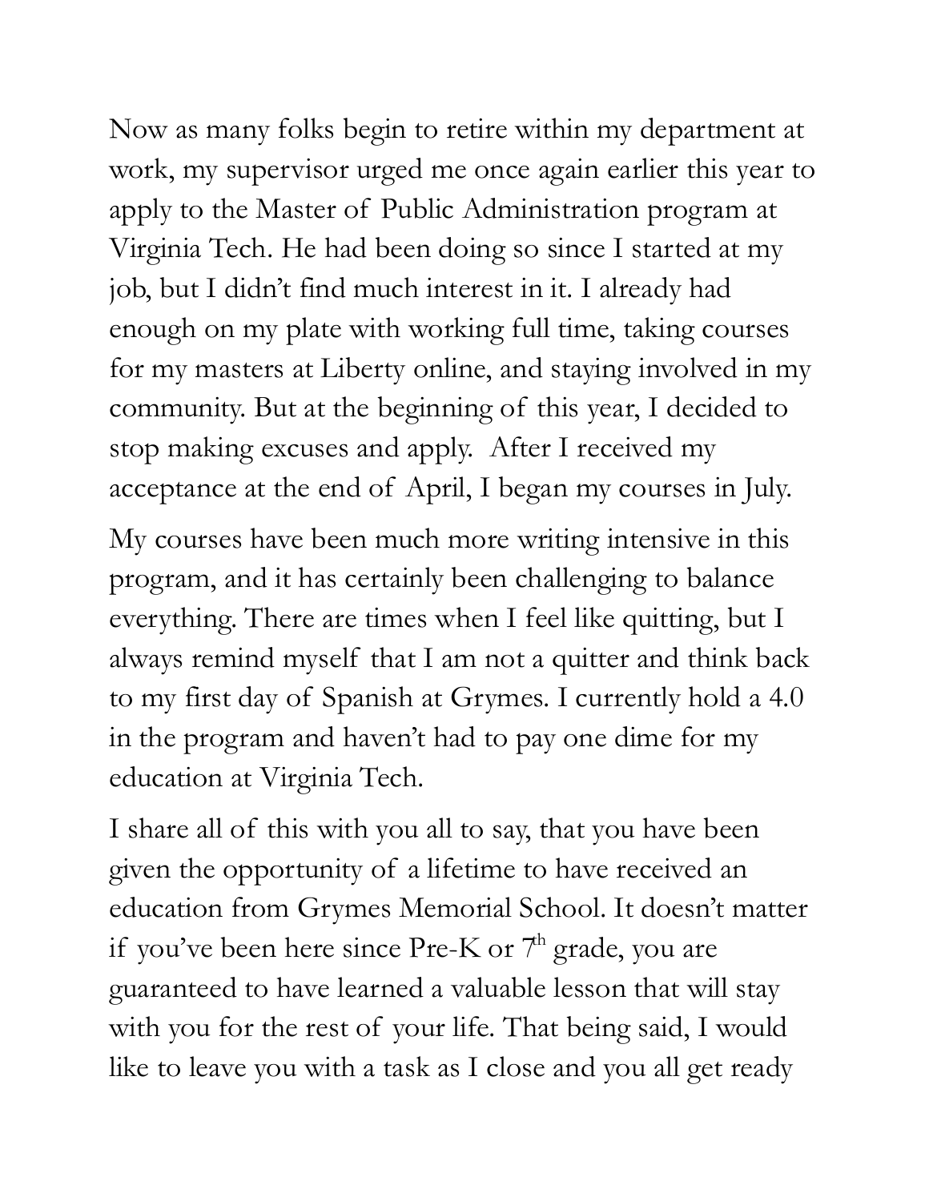Now as many folks begin to retire within my department at work, my supervisor urged me once again earlier this year to apply to the Master of Public Administration program at Virginia Tech. He had been doing so since I started at my job, but I didn't find much interest in it. I already had enough on my plate with working full time, taking courses for my masters at Liberty online, and staying involved in my community. But at the beginning of this year, I decided to stop making excuses and apply. After I received my acceptance at the end of April, I began my courses in July.

My courses have been much more writing intensive in this program, and it has certainly been challenging to balance everything. There are times when I feel like quitting, but I always remind myself that I am not a quitter and think back to my first day of Spanish at Grymes. I currently hold a 4.0 in the program and haven't had to pay one dime for my education at Virginia Tech.

I share all of this with you all to say, that you have been given the opportunity of a lifetime to have received an education from Grymes Memorial School. It doesn't matter if you've been here since Pre-K or 7th grade, you are guaranteed to have learned a valuable lesson that will stay with you for the rest of your life. That being said, I would like to leave you with a task as I close and you all get ready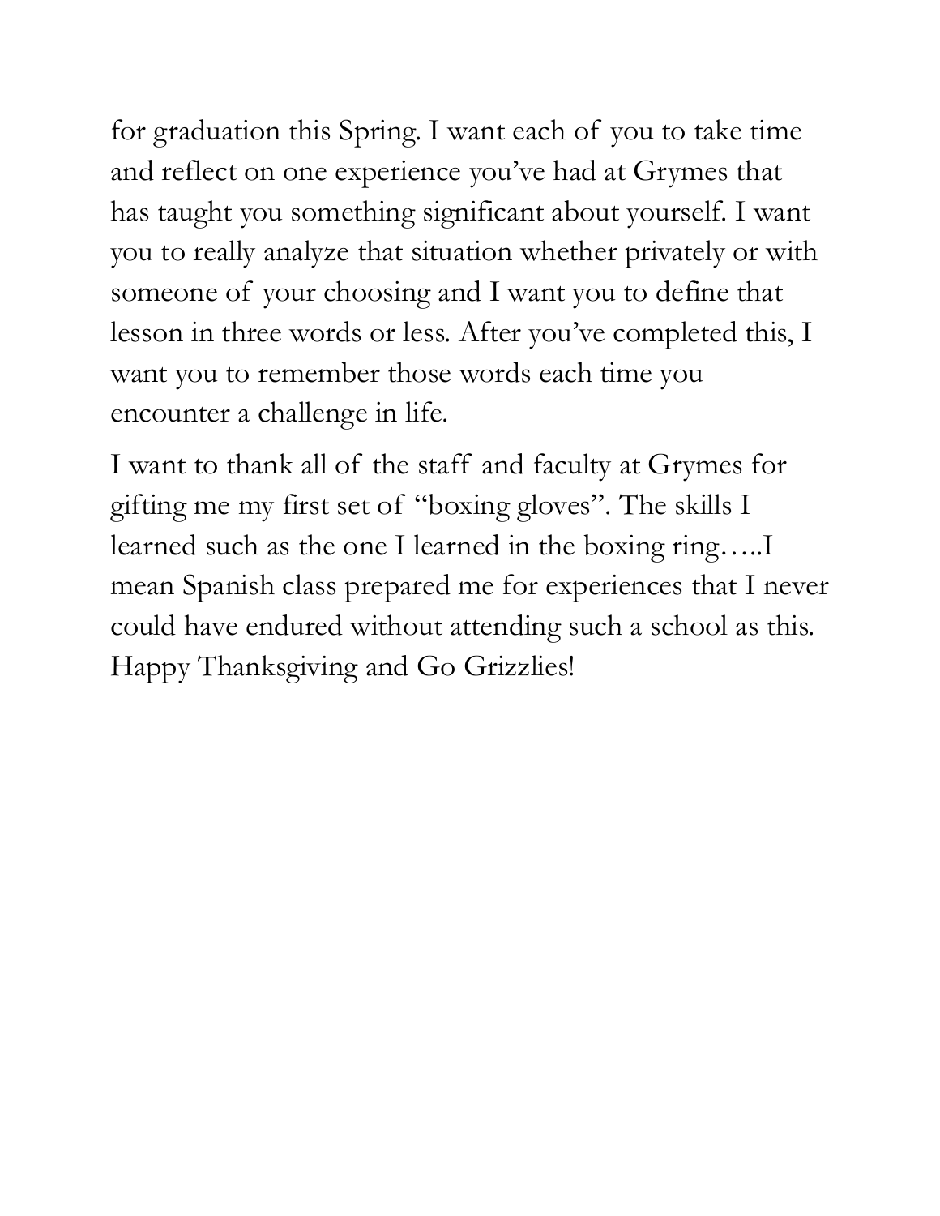for graduation this Spring. I want each of you to take time and reflect on one experience you've had at Grymes that has taught you something significant about yourself. I want you to really analyze that situation whether privately or with someone of your choosing and I want you to define that lesson in three words or less. After you've completed this, I want you to remember those words each time you encounter a challenge in life.

I want to thank all of the staff and faculty at Grymes for gifting me my first set of "boxing gloves". The skills I learned such as the one I learned in the boxing ring…..I mean Spanish class prepared me for experiences that I never could have endured without attending such a school as this. Happy Thanksgiving and Go Grizzlies!